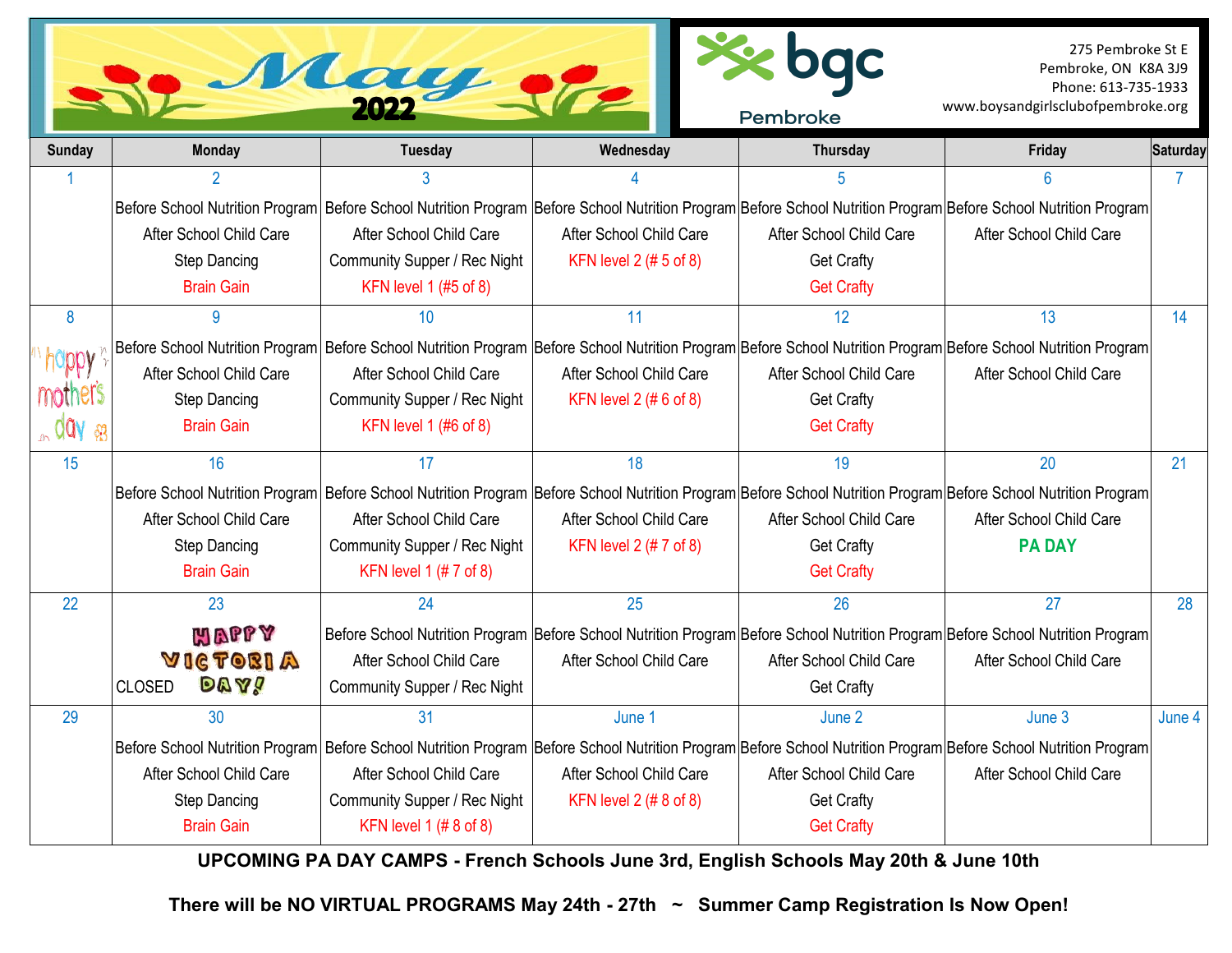# May 2022

**bgc Pembroke**

275 Pembroke St E
Pembroke, ON K8A 3J9
Phone: 613-735-1933
www.boysandgirlsclubofpembroke.org

| Sunday | Monday | Tuesday | Wednesday | Thursday | Friday | Saturday |
|---|---|---|---|---|---|---|
| 1 | 2<br>Before School Nutrition Program<br>After School Child Care<br>Step Dancing<br>Brain Gain | 3<br>Before School Nutrition Program<br>After School Child Care<br>Community Supper / Rec Night<br>KFN level 1 (#5 of 8) | 4<br>Before School Nutrition Program<br>After School Child Care<br>KFN level 2 (# 5 of 8) | 5<br>Before School Nutrition Program<br>After School Child Care<br>Get Crafty<br>Get Crafty | 6<br>Before School Nutrition Program<br>After School Child Care | 7 |
| 8<br>happy mother's day | 9<br>Before School Nutrition Program<br>After School Child Care<br>Step Dancing<br>Brain Gain | 10<br>Before School Nutrition Program<br>After School Child Care<br>Community Supper / Rec Night<br>KFN level 1 (#6 of 8) | 11<br>Before School Nutrition Program<br>After School Child Care<br>KFN level 2 (# 6 of 8) | 12<br>Before School Nutrition Program<br>After School Child Care<br>Get Crafty<br>Get Crafty | 13<br>Before School Nutrition Program<br>After School Child Care | 14 |
| 15 | 16<br>Before School Nutrition Program<br>After School Child Care<br>Step Dancing<br>Brain Gain | 17<br>Before School Nutrition Program<br>After School Child Care<br>Community Supper / Rec Night<br>KFN level 1 (# 7 of 8) | 18<br>Before School Nutrition Program<br>After School Child Care<br>KFN level 2 (# 7 of 8) | 19<br>Before School Nutrition Program<br>After School Child Care<br>Get Crafty<br>Get Crafty | 20<br>Before School Nutrition Program<br>After School Child Care<br>**PA DAY** | 21 |
| 22 | 23<br>HAPPY VICTORIA DAY!<br>CLOSED | 24<br>Before School Nutrition Program<br>After School Child Care<br>Community Supper / Rec Night | 25<br>Before School Nutrition Program<br>After School Child Care | 26<br>Before School Nutrition Program<br>After School Child Care<br>Get Crafty | 27<br>Before School Nutrition Program<br>After School Child Care | 28 |
| 29 | 30<br>Before School Nutrition Program<br>After School Child Care<br>Step Dancing<br>Brain Gain | 31<br>Before School Nutrition Program<br>After School Child Care<br>Community Supper / Rec Night<br>KFN level 1 (# 8 of 8) | June 1<br>Before School Nutrition Program<br>After School Child Care<br>KFN level 2 (# 8 of 8) | June 2<br>Before School Nutrition Program<br>After School Child Care<br>Get Crafty<br>Get Crafty | June 3<br>Before School Nutrition Program<br>After School Child Care | June 4 |

**UPCOMING PA DAY CAMPS - French Schools June 3rd, English Schools May 20th & June 10th**

**There will be NO VIRTUAL PROGRAMS May 24th - 27th ~ Summer Camp Registration Is Now Open!**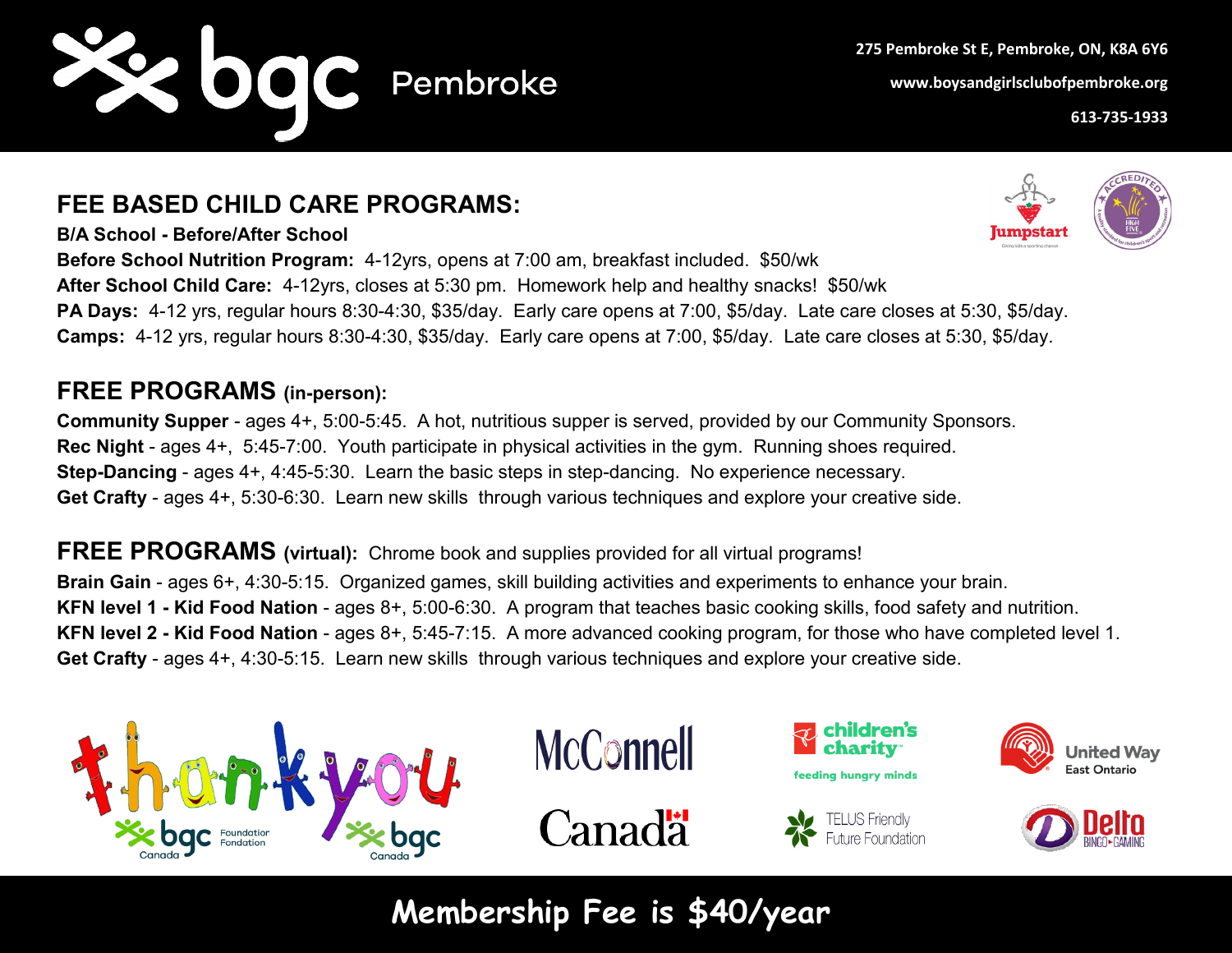bgc Pembroke

275 Pembroke St E, Pembroke, ON, K8A 6Y6

www.boysandgirlsclubofpembroke.org

613-735-1933

## FEE BASED CHILD CARE PROGRAMS:

**B/A School - Before/After School**

**Before School Nutrition Program:** 4-12yrs, opens at 7:00 am, breakfast included. $50/wk

**After School Child Care:** 4-12yrs, closes at 5:30 pm. Homework help and healthy snacks! $50/wk

**PA Days:** 4-12 yrs, regular hours 8:30-4:30, $35/day. Early care opens at 7:00, $5/day. Late care closes at 5:30, $5/day.

**Camps:** 4-12 yrs, regular hours 8:30-4:30, $35/day. Early care opens at 7:00, $5/day. Late care closes at 5:30, $5/day.

## FREE PROGRAMS (in-person):

**Community Supper** - ages 4+, 5:00-5:45. A hot, nutritious supper is served, provided by our Community Sponsors.

**Rec Night** - ages 4+, 5:45-7:00. Youth participate in physical activities in the gym. Running shoes required.

**Step-Dancing** - ages 4+, 4:45-5:30. Learn the basic steps in step-dancing. No experience necessary.

**Get Crafty** - ages 4+, 5:30-6:30. Learn new skills through various techniques and explore your creative side.

## FREE PROGRAMS (virtual): Chrome book and supplies provided for all virtual programs!

**Brain Gain** - ages 6+, 4:30-5:15. Organized games, skill building activities and experiments to enhance your brain.

**KFN level 1 - Kid Food Nation** - ages 8+, 5:00-6:30. A program that teaches basic cooking skills, food safety and nutrition.

**KFN level 2 - Kid Food Nation** - ages 8+, 5:45-7:15. A more advanced cooking program, for those who have completed level 1.

**Get Crafty** - ages 4+, 4:30-5:15. Learn new skills through various techniques and explore your creative side.

thank you

bgc Canada Foundation Fondation

McConnell

Canada

children's charity feeding hungry minds

TELUS Friendly Future Foundation

United Way East Ontario

Delta Bingo Gaming

**Membership Fee is $40/year**